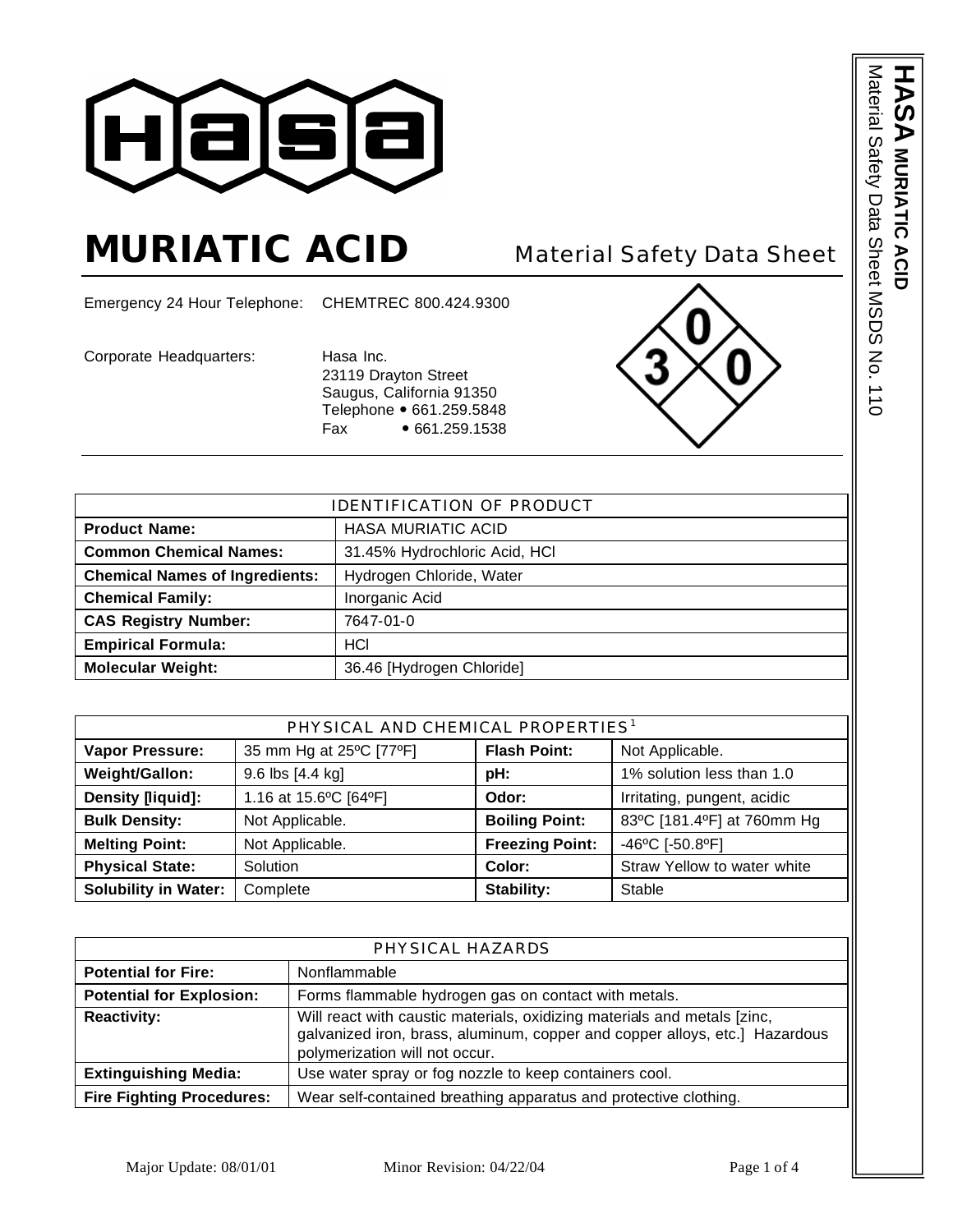# MURIATIC ACID

Material Safety Data Sheet

Emergency 24 Hour Telephone: CHEMTREC 800.424.9300

Corporate Headquarters: Hasa Inc.
23119 Drayton Street
Saugus, California 91350
Telephone • 661.259.5848
Fax • 661.259.1538

| IDENTIFICATION OF PRODUCT | |
|---|---|
| **Product Name:** | HASA MURIATIC ACID |
| **Common Chemical Names:** | 31.45% Hydrochloric Acid, HCl |
| **Chemical Names of Ingredients:** | Hydrogen Chloride, Water |
| **Chemical Family:** | Inorganic Acid |
| **CAS Registry Number:** | 7647-01-0 |
| **Empirical Formula:** | HCl |
| **Molecular Weight:** | 36.46 [Hydrogen Chloride] |

| PHYSICAL AND CHEMICAL PROPERTIES [1] | | | |
|---|---|---|---|
| **Vapor Pressure:** | 35 mm Hg at 25ºC [77ºF] | **Flash Point:** | Not Applicable. |
| **Weight/Gallon:** | 9.6 lbs [4.4 kg] | **pH:** | 1% solution less than 1.0 |
| **Density [liquid]:** | 1.16 at 15.6ºC [64ºF] | **Odor:** | Irritating, pungent, acidic |
| **Bulk Density:** | Not Applicable. | **Boiling Point:** | 83ºC [181.4ºF] at 760mm Hg |
| **Melting Point:** | Not Applicable. | **Freezing Point:** | -46ºC [-50.8ºF] |
| **Physical State:** | Solution | **Color:** | Straw Yellow to water white |
| **Solubility in Water:** | Complete | **Stability:** | Stable |

| PHYSICAL HAZARDS | |
|---|---|
| **Potential for Fire:** | Nonflammable |
| **Potential for Explosion:** | Forms flammable hydrogen gas on contact with metals. |
| **Reactivity:** | Will react with caustic materials, oxidizing materials and metals [zinc, galvanized iron, brass, aluminum, copper and copper alloys, etc.] Hazardous polymerization will not occur. |
| **Extinguishing Media:** | Use water spray or fog nozzle to keep containers cool. |
| **Fire Fighting Procedures:** | Wear self-contained breathing apparatus and protective clothing. |

Major Update: 08/01/01 Minor Revision: 04/22/04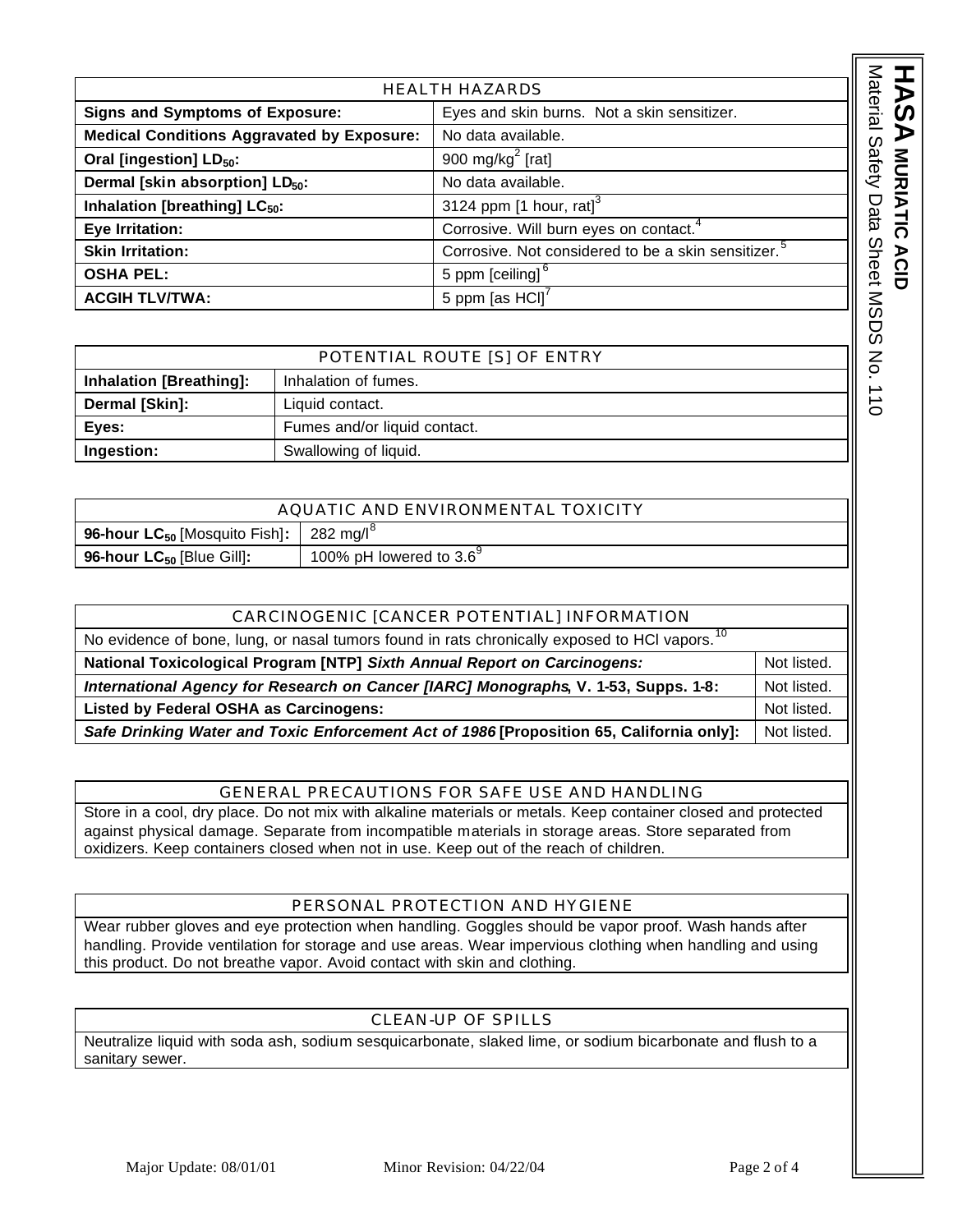## HEALTH HAZARDS

| HEALTH HAZARDS | |
|---|---|
| **Signs and Symptoms of Exposure:** | Eyes and skin burns. Not a skin sensitizer. |
| **Medical Conditions Aggravated by Exposure:** | No data available. |
| **Oral [ingestion] $LD_{50}$:** | 900 $mg/kg^2$ [rat] |
| **Dermal [skin absorption] $LD_{50}$:** | No data available. |
| **Inhalation [breathing] $LC_{50}$:** | 3124 ppm [1 hour, rat][3] |
| **Eye Irritation:** | Corrosive. Will burn eyes on contact.[4] |
| **Skin Irritation:** | Corrosive. Not considered to be a skin sensitizer.[5] |
| **OSHA PEL:** | 5 ppm [ceiling][6] |
| **ACGIH TLV/TWA:** | 5 ppm [as HCl][7] |

## POTENTIAL ROUTE [S] OF ENTRY

| POTENTIAL ROUTE [S] OF ENTRY | |
|---|---|
| **Inhalation [Breathing]:** | Inhalation of fumes. |
| **Dermal [Skin]:** | Liquid contact. |
| **Eyes:** | Fumes and/or liquid contact. |
| **Ingestion:** | Swallowing of liquid. |

## AQUATIC AND ENVIRONMENTAL TOXICITY

| AQUATIC AND ENVIRONMENTAL TOXICITY | |
|---|---|
| **96-hour $LC_{50}$** [Mosquito Fish]**:** | 282 mg/l[8] |
| **96-hour $LC_{50}$** [Blue Gill]**:** | 100% pH lowered to 3.6[9] |

## CARCINOGENIC [CANCER POTENTIAL] INFORMATION

No evidence of bone, lung, or nasal tumors found in rats chronically exposed to HCl vapors.[10]

| | |
|---|---|
| **National Toxicological Program [NTP]** ***Sixth Annual Report on Carcinogens:*** | Not listed. |
| ***International Agency for Research on Cancer [IARC] Monographs*****, V. 1-53, Supps. 1-8:** | Not listed. |
| **Listed by Federal OSHA as Carcinogens:** | Not listed. |
| ***Safe Drinking Water and Toxic Enforcement Act of 1986*** **[Proposition 65, California only]:** | Not listed. |

## GENERAL PRECAUTIONS FOR SAFE USE AND HANDLING

Store in a cool, dry place. Do not mix with alkaline materials or metals. Keep container closed and protected against physical damage. Separate from incompatible materials in storage areas. Store separated from oxidizers. Keep containers closed when not in use. Keep out of the reach of children.

## PERSONAL PROTECTION AND HYGIENE

Wear rubber gloves and eye protection when handling. Goggles should be vapor proof. Wash hands after handling. Provide ventilation for storage and use areas. Wear impervious clothing when handling and using this product. Do not breathe vapor. Avoid contact with skin and clothing.

## CLEAN-UP OF SPILLS

Neutralize liquid with soda ash, sodium sesquicarbonate, slaked lime, or sodium bicarbonate and flush to a sanitary sewer.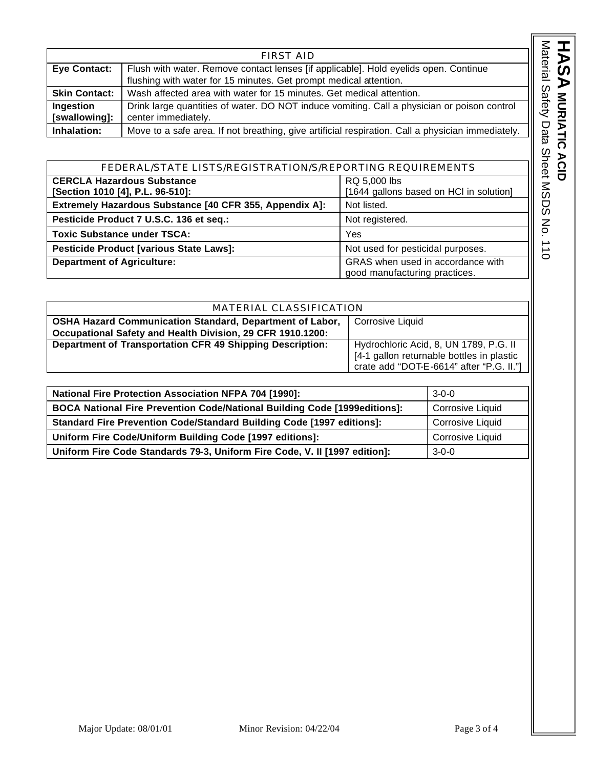| FIRST AID | |
|---|---|
| **Eye Contact:** | Flush with water. Remove contact lenses [if applicable]. Hold eyelids open. Continue flushing with water for 15 minutes. Get prompt medical attention. |
| **Skin Contact:** | Wash affected area with water for 15 minutes. Get medical attention. |
| **Ingestion [swallowing]:** | Drink large quantities of water. DO NOT induce vomiting. Call a physician or poison control center immediately. |
| **Inhalation:** | Move to a safe area. If not breathing, give artificial respiration. Call a physician immediately. |

| FEDERAL/STATE LISTS/REGISTRATION/S/REPORTING REQUIREMENTS | |
|---|---|
| **CERCLA Hazardous Substance [Section 1010 [4], P.L. 96-510]:** | RQ 5,000 lbs [1644 gallons based on HCl in solution] |
| **Extremely Hazardous Substance [40 CFR 355, Appendix A]:** | Not listed. |
| **Pesticide Product 7 U.S.C. 136 et seq.:** | Not registered. |
| **Toxic Substance under TSCA:** | Yes |
| **Pesticide Product [various State Laws]:** | Not used for pesticidal purposes. |
| **Department of Agriculture:** | GRAS when used in accordance with good manufacturing practices. |

| MATERIAL CLASSIFICATION | |
|---|---|
| **OSHA Hazard Communication Standard, Department of Labor, Occupational Safety and Health Division, 29 CFR 1910.1200:** | Corrosive Liquid |
| **Department of Transportation CFR 49 Shipping Description:** | Hydrochloric Acid, 8, UN 1789, P.G. II [4-1 gallon returnable bottles in plastic crate add "DOT-E-6614" after "P.G. II."] |

| | |
|---|---|
| **National Fire Protection Association NFPA 704 [1990]:** | 3-0-0 |
| **BOCA National Fire Prevention Code/National Building Code [1999editions]:** | Corrosive Liquid |
| **Standard Fire Prevention Code/Standard Building Code [1997 editions]:** | Corrosive Liquid |
| **Uniform Fire Code/Uniform Building Code [1997 editions]:** | Corrosive Liquid |
| **Uniform Fire Code Standards 79-3, Uniform Fire Code, V. II [1997 edition]:** | 3-0-0 |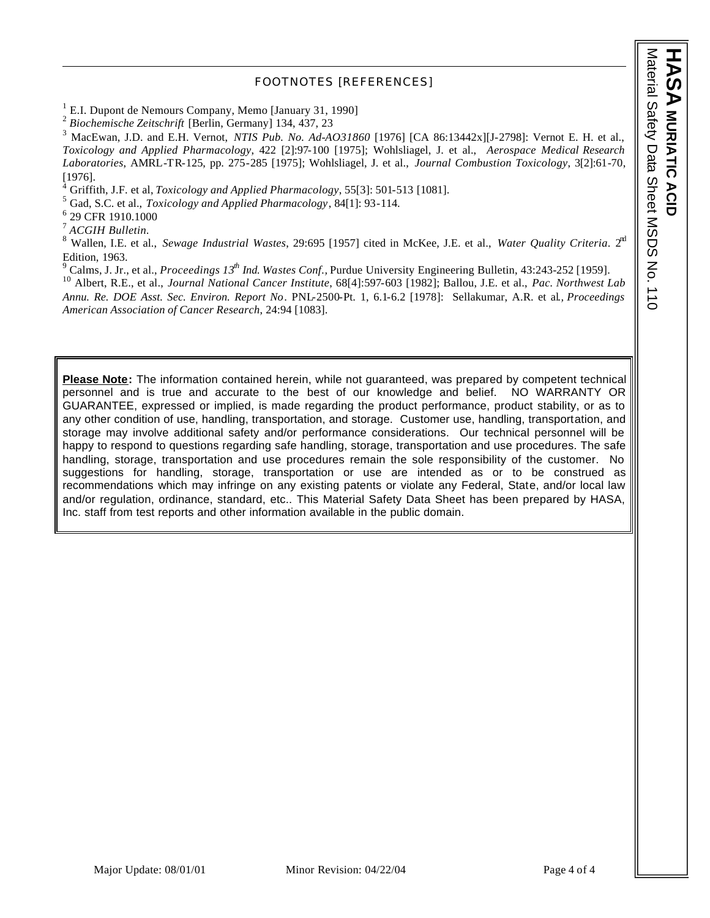## FOOTNOTES [REFERENCES]

[1] E.I. Dupont de Nemours Company, Memo [January 31, 1990]

[2] *Biochemische Zeitschrift* [Berlin, Germany] 134, 437, 23

[3] MacEwan, J.D. and E.H. Vernot, *NTIS Pub. No. Ad-AO31860* [1976] [CA 86:13442x][J-2798]: Vernot E. H. et al., *Toxicology and Applied Pharmacology*, 422 [2]:97-100 [1975]; Wohlsliagel, J. et al., *Aerospace Medical Research Laboratories*, AMRL-TR-125, pp. 275-285 [1975]; Wohlsliagel, J. et al., *Journal Combustion Toxicology*, 3[2]:61-70, [1976].

[4] Griffith, J.F. et al, *Toxicology and Applied Pharmacology*, 55[3]: 501-513 [1081].

[5] Gad, S.C. et al., *Toxicology and Applied Pharmacology*, 84[1]: 93-114.

[6] 29 CFR 1910.1000

[7] *ACGIH Bulletin*.

[8] Wallen, I.E. et al., *Sewage Industrial Wastes*, 29:695 [1957] cited in McKee, J.E. et al., *Water Quality Criteria*. 2nd Edition, 1963.

[9] Calms, J. Jr., et al., *Proceedings 13th Ind. Wastes Conf.*, Purdue University Engineering Bulletin, 43:243-252 [1959].

[10] Albert, R.E., et al., *Journal National Cancer Institute*, 68[4]:597-603 [1982]; Ballou, J.E. et al., *Pac. Northwest Lab Annu. Re. DOE Asst. Sec. Environ. Report No*. PNL-2500-Pt. 1, 6.1-6.2 [1978]: Sellakumar, A.R. et al*., Proceedings American Association of Cancer Research*, 24:94 [1083].

**Please Note:** The information contained herein, while not guaranteed, was prepared by competent technical personnel and is true and accurate to the best of our knowledge and belief. NO WARRANTY OR GUARANTEE, expressed or implied, is made regarding the product performance, product stability, or as to any other condition of use, handling, transportation, and storage. Customer use, handling, transportation, and storage may involve additional safety and/or performance considerations. Our technical personnel will be happy to respond to questions regarding safe handling, storage, transportation and use procedures. The safe handling, storage, transportation and use procedures remain the sole responsibility of the customer. No suggestions for handling, storage, transportation or use are intended as or to be construed as recommendations which may infringe on any existing patents or violate any Federal, State, and/or local law and/or regulation, ordinance, standard, etc.. This Material Safety Data Sheet has been prepared by HASA, Inc. staff from test reports and other information available in the public domain.

Major Update: 08/01/01 Minor Revision: 04/22/04